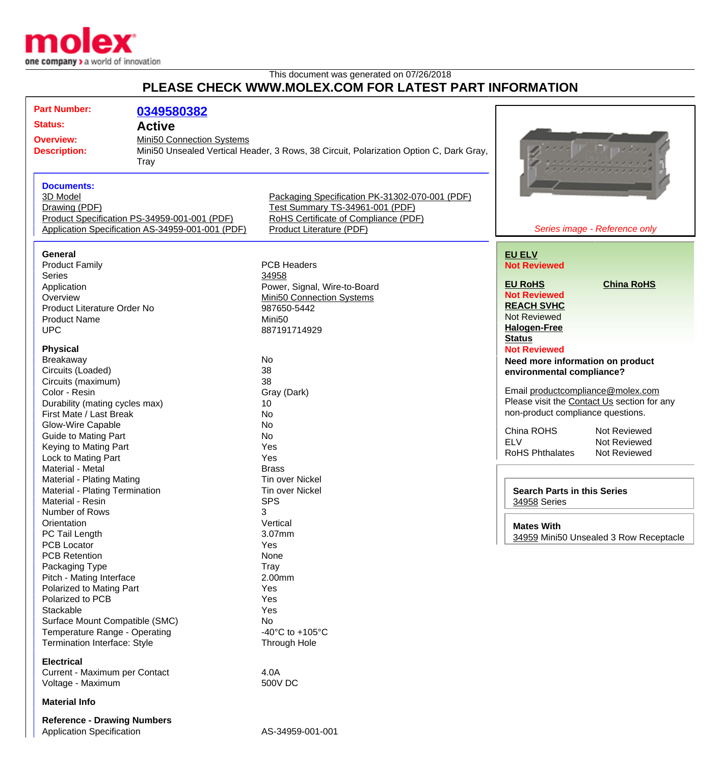molex
one company > a world of innovation

This document was generated on 07/26/2018

# PLEASE CHECK WWW.MOLEX.COM FOR LATEST PART INFORMATION

**Part Number:** 0349580382

**Status:** Active

**Overview:** Mini50 Connection Systems

**Description:** Mini50 Unsealed Vertical Header, 3 Rows, 38 Circuit, Polarization Option C, Dark Gray, Tray

*Series image - Reference only*

**Documents:**

- 3D Model
- Drawing (PDF)
- Product Specification PS-34959-001-001 (PDF)
- Application Specification AS-34959-001-001 (PDF)
- Packaging Specification PK-31302-070-001 (PDF)
- Test Summary TS-34961-001 (PDF)
- RoHS Certificate of Compliance (PDF)
- Product Literature (PDF)

**General**

| | |
|---|---|
| Product Family | PCB Headers |
| Series | 34958 |
| Application | Power, Signal, Wire-to-Board |
| Overview | Mini50 Connection Systems |
| Product Literature Order No | 987650-5442 |
| Product Name | Mini50 |
| UPC | 887191714929 |

**Physical**

| | |
|---|---|
| Breakaway | No |
| Circuits (Loaded) | 38 |
| Circuits (maximum) | 38 |
| Color - Resin | Gray (Dark) |
| Durability (mating cycles max) | 10 |
| First Mate / Last Break | No |
| Glow-Wire Capable | No |
| Guide to Mating Part | No |
| Keying to Mating Part | Yes |
| Lock to Mating Part | Yes |
| Material - Metal | Brass |
| Material - Plating Mating | Tin over Nickel |
| Material - Plating Termination | Tin over Nickel |
| Material - Resin | SPS |
| Number of Rows | 3 |
| Orientation | Vertical |
| PC Tail Length | 3.07mm |
| PCB Locator | Yes |
| PCB Retention | None |
| Packaging Type | Tray |
| Pitch - Mating Interface | 2.00mm |
| Polarized to Mating Part | Yes |
| Polarized to PCB | Yes |
| Stackable | Yes |
| Surface Mount Compatible (SMC) | No |
| Temperature Range - Operating | -40°C to +105°C |
| Termination Interface: Style | Through Hole |

**Electrical**

| | |
|---|---|
| Current - Maximum per Contact | 4.0A |
| Voltage - Maximum | 500V DC |

**Material Info**

**Reference - Drawing Numbers**

| | |
|---|---|
| Application Specification | AS-34959-001-001 |

**EU ELV**
Not Reviewed

**EU RoHS**
Not Reviewed

**China RoHS**

**REACH SVHC**
Not Reviewed

**Halogen-Free Status**
Not Reviewed

**Need more information on product environmental compliance?**

Email productcompliance@molex.com
Please visit the Contact Us section for any non-product compliance questions.

| | |
|---|---|
| China ROHS | Not Reviewed |
| ELV | Not Reviewed |
| RoHS Phthalates | Not Reviewed |

**Search Parts in this Series**
34958 Series

**Mates With**
34959 Mini50 Unsealed 3 Row Receptacle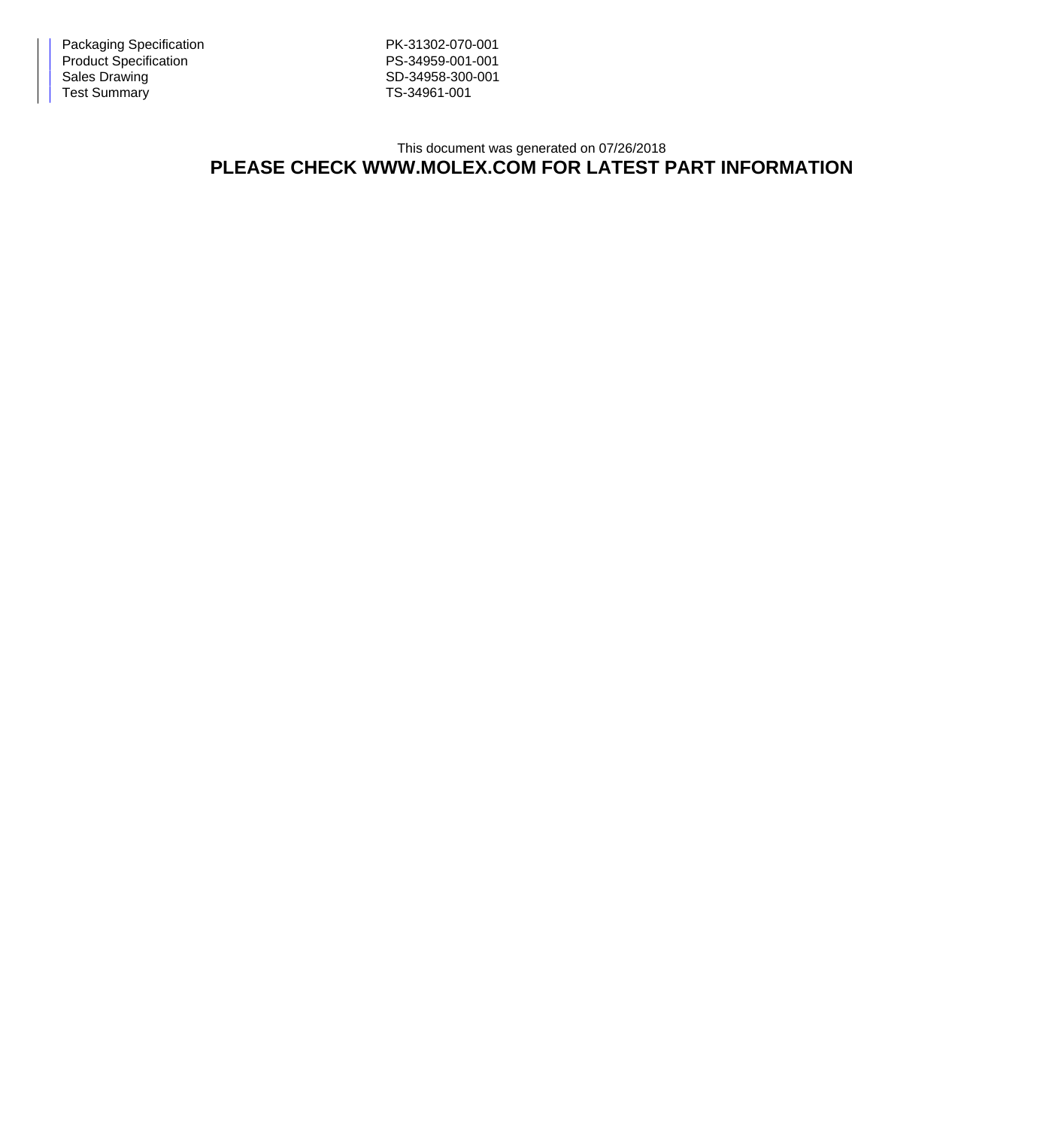| | |
|---|---|
| Packaging Specification | PK-31302-070-001 |
| Product Specification | PS-34959-001-001 |
| Sales Drawing | SD-34958-300-001 |
| Test Summary | TS-34961-001 |

This document was generated on 07/26/2018

**PLEASE CHECK WWW.MOLEX.COM FOR LATEST PART INFORMATION**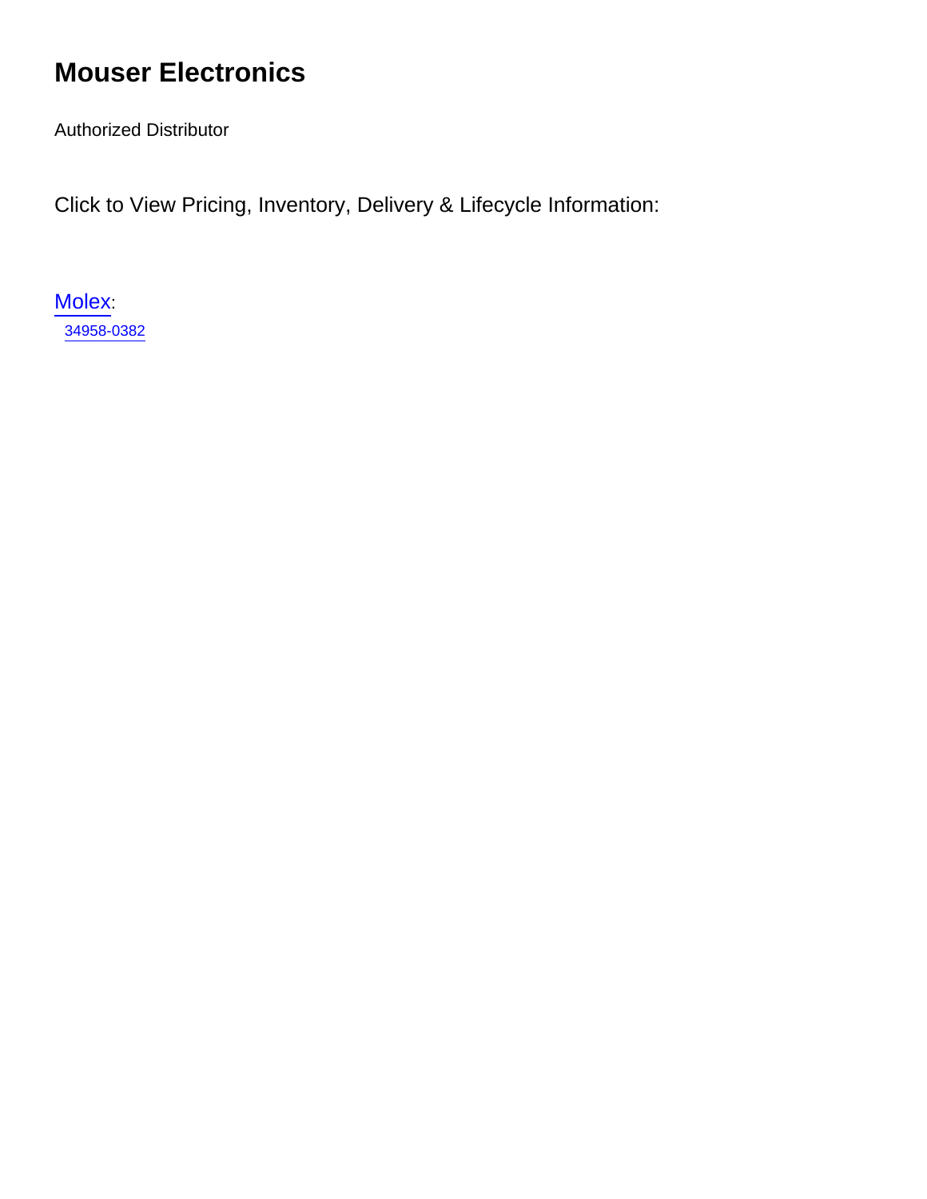# Mouser Electronics

Authorized Distributor

Click to View Pricing, Inventory, Delivery & Lifecycle Information:

Molex:

34958-0382